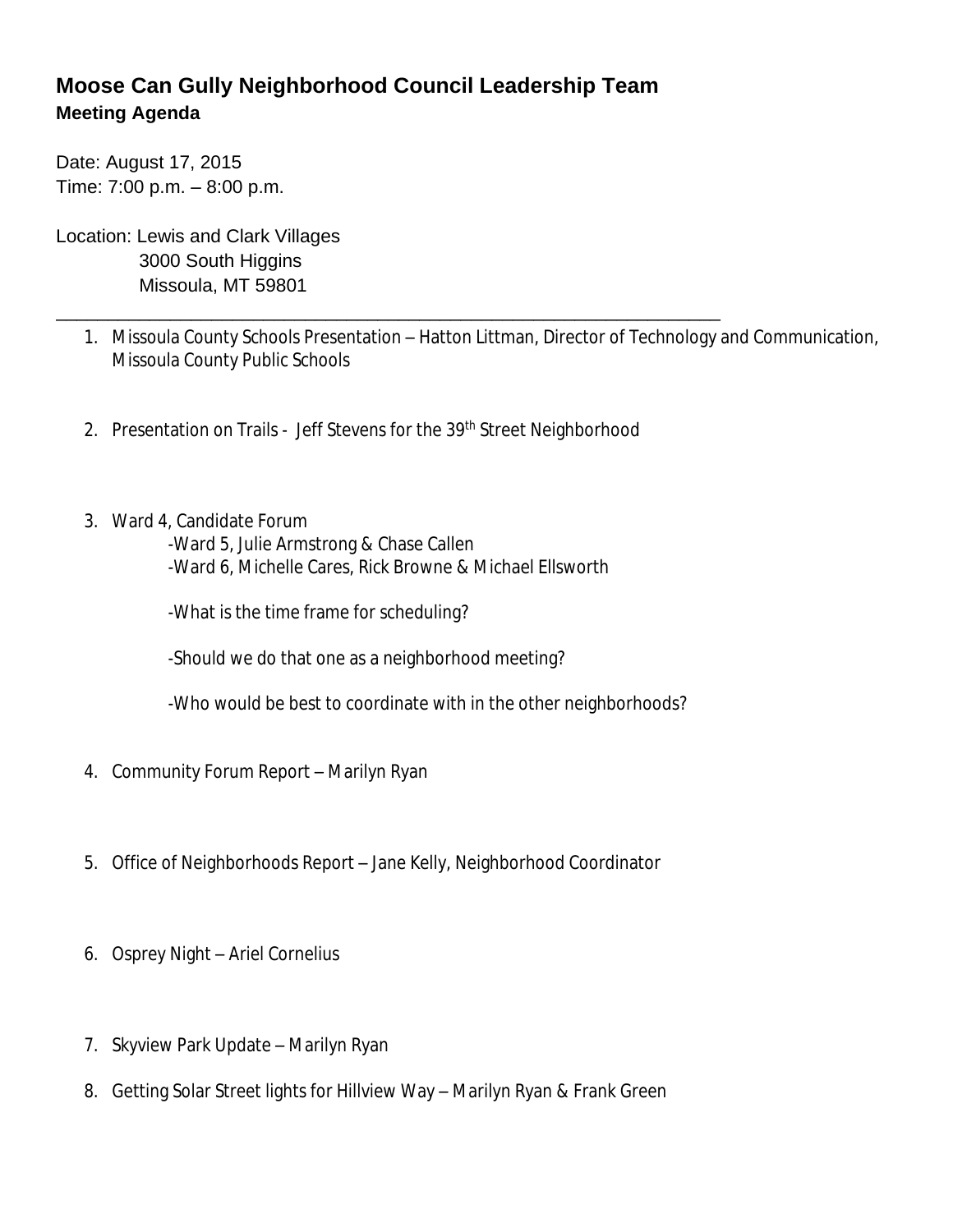# Moose Can Gully Neighborhood Council Leadership Team

## Meeting Agenda

Date: August 17, 2015
Time: 7:00 p.m. – 8:00 p.m.

Location: Lewis and Clark Villages
3000 South Higgins
Missoula, MT 59801

---

1. Missoula County Schools Presentation – Hatton Littman, Director of Technology and Communication, Missoula County Public Schools

2. Presentation on Trails - Jeff Stevens for the 39th Street Neighborhood

3. Ward 4, Candidate Forum
   - -Ward 5, Julie Armstrong & Chase Callen
   - -Ward 6, Michelle Cares, Rick Browne & Michael Ellsworth
   - -What is the time frame for scheduling?
   - -Should we do that one as a neighborhood meeting?
   - -Who would be best to coordinate with in the other neighborhoods?

4. Community Forum Report – Marilyn Ryan

5. Office of Neighborhoods Report – Jane Kelly, Neighborhood Coordinator

6. Osprey Night – Ariel Cornelius

7. Skyview Park Update – Marilyn Ryan

8. Getting Solar Street lights for Hillview Way – Marilyn Ryan & Frank Green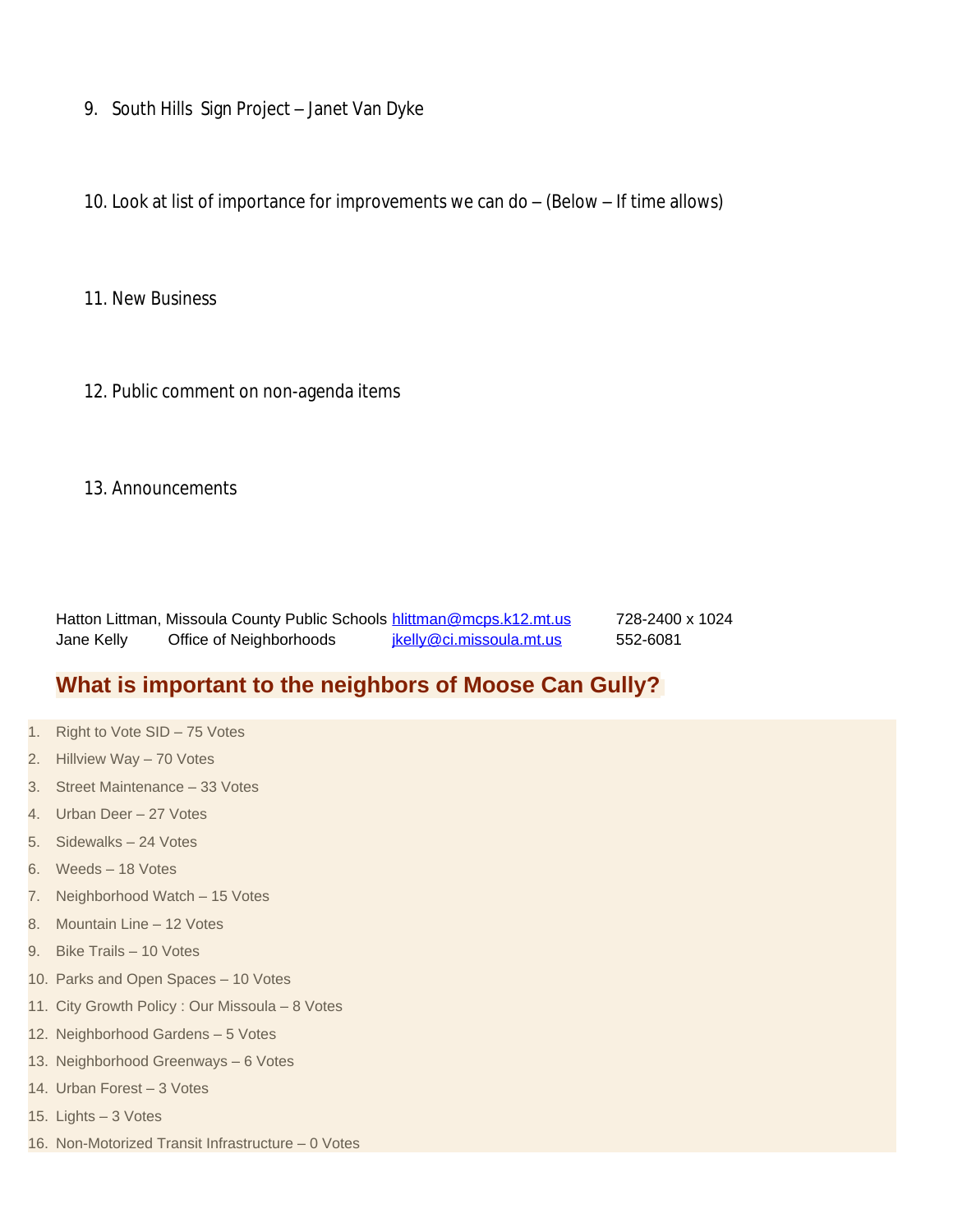9. South Hills Sign Project – Janet Van Dyke

10. Look at list of importance for improvements we can do – (Below – If time allows)

11. New Business

12. Public comment on non-agenda items

13. Announcements

| | | | |
|---|---|---|---|
| Hatton Littman, Missoula County Public Schools | | hlittman@mcps.k12.mt.us | 728-2400 x 1024 |
| Jane Kelly | Office of Neighborhoods | jkelly@ci.missoula.mt.us | 552-6081 |

## What is important to the neighbors of Moose Can Gully?

1. Right to Vote SID – 75 Votes
2. Hillview Way – 70 Votes
3. Street Maintenance – 33 Votes
4. Urban Deer – 27 Votes
5. Sidewalks – 24 Votes
6. Weeds – 18 Votes
7. Neighborhood Watch – 15 Votes
8. Mountain Line – 12 Votes
9. Bike Trails – 10 Votes
10. Parks and Open Spaces – 10 Votes
11. City Growth Policy : Our Missoula – 8 Votes
12. Neighborhood Gardens – 5 Votes
13. Neighborhood Greenways – 6 Votes
14. Urban Forest – 3 Votes
15. Lights – 3 Votes
16. Non-Motorized Transit Infrastructure – 0 Votes